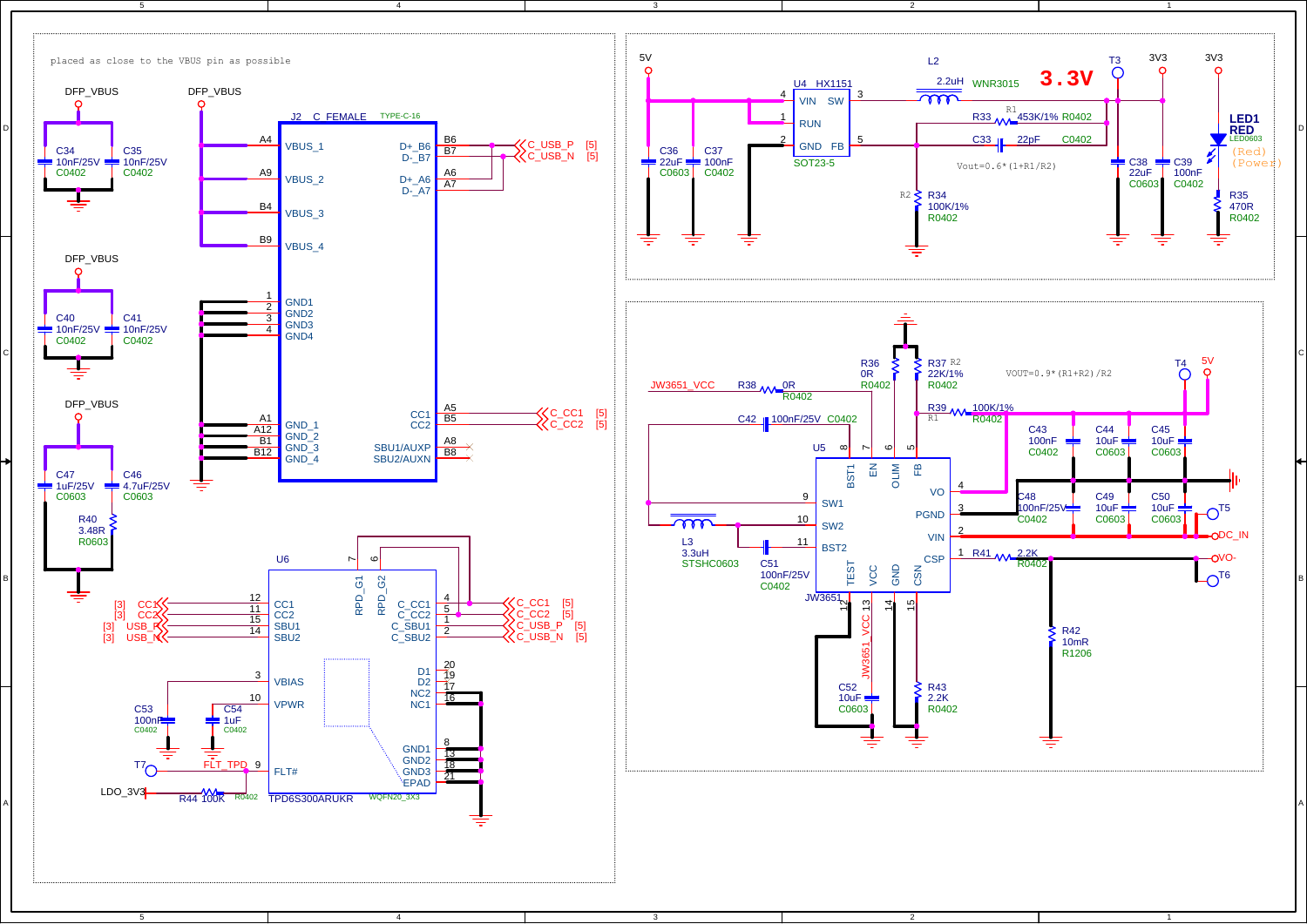placed as close to the VBUS pin as possible

DFP_VBUS
C34
10nF/25V
C0402
C35
10nF/25V
C0402

DFP_VBUS
C40
10nF/25V
C0402
C41
10nF/25V
C0402

DFP_VBUS
C47
1uF/25V
C0603
C46
4.7uF/25V
C0603
R40
3.48R
R0603

DFP_VBUS
J2 C_FEMALE TYPE-C-16
A4 VBUS_1
A9 VBUS_2
B4 VBUS_3
B9 VBUS_4
1 GND1
2 GND2
3 GND3
4 GND4
A1 GND_1
A12 GND_2
B1 GND_3
B12 GND_4
B6 D+_B6
B7 D-_B7
A6 D+_A6
A7 D-_A7
A5 CC1
B5 CC2
A8 SBU1/AUXP
B8 SBU2/AUXN
C_USB_P [5]
C_USB_N [5]
C_CC1 [5]
C_CC2 [5]

U6
TPD6S300ARUKR WQFN20_3X3
[3] CC1 12 CC1
[3] CC2 11 CC2
[3] USB_P 15 SBU1
[3] USB_N 14 SBU2
7 RPD_G1
6 RPD_G2
4 C_CC1
5 C_CC2
1 C_SBU1
2 C_SBU2
C_CC1 [5]
C_CC2 [5]
C_USB_P [5]
C_USB_N [5]
3 VBIAS
10 VPWR
9 FLT#
20 D1
19 D2
17 NC2
16 NC1
8 GND1
13 GND2
18 GND3
21 EPAD
C53
100nF
C0402
C54
1uF
C0402
T7
FLT_TPD
LDO_3V3
R44 100K R0402

5V
U4 HX1151
4 VIN
1 RUN
2 GND
3 SW
5 FB
SOT23-5
L2
2.2uH
WNR3015
**3.3V**
T3
3V3
3V3
C36
22uF
C0603
C37
100nF
C0402
R33 R1 453K/1% R0402
C33 22pF C0402
Vout=0.6*(1+R1/R2)
R2 R34
100K/1%
R0402
C38
22uF
C0603
C39
100nF
C0402
LED1
RED
LED0603
(Red)
(Power)
R35
470R
R0402

JW3651_VCC
R38 0R R0402
R36
0R
R0402
R37 R2
22K/1%
R0402
VOUT=0.9*(R1+R2)/R2
T4
5V
R39 R1 100K/1% R0402
C42 100nF/25V C0402
U5
8 BST1
7 EN
6 OLIM
5 FB
9 SW1
10 SW2
11 BST2
4 VO
3 PGND
2 VIN
1 CSP
12 TEST
13 VCC
14 GND
15 CSN
JW3651
L3
3.3uH
STSHC0603
C51
100nF/25V
C0402
C43
100nF
C0402
C44
10uF
C0603
C45
10uF
C0603
C48
100nF/25V
C0402
C49
10uF
C0603
C50
10uF
C0603
T5
DC_IN
R41 2.2K R0402
VO-
T6
R42
10mR
R1206
JW3651_VCC
C52
10uF
C0603
R43
2.2K
R0402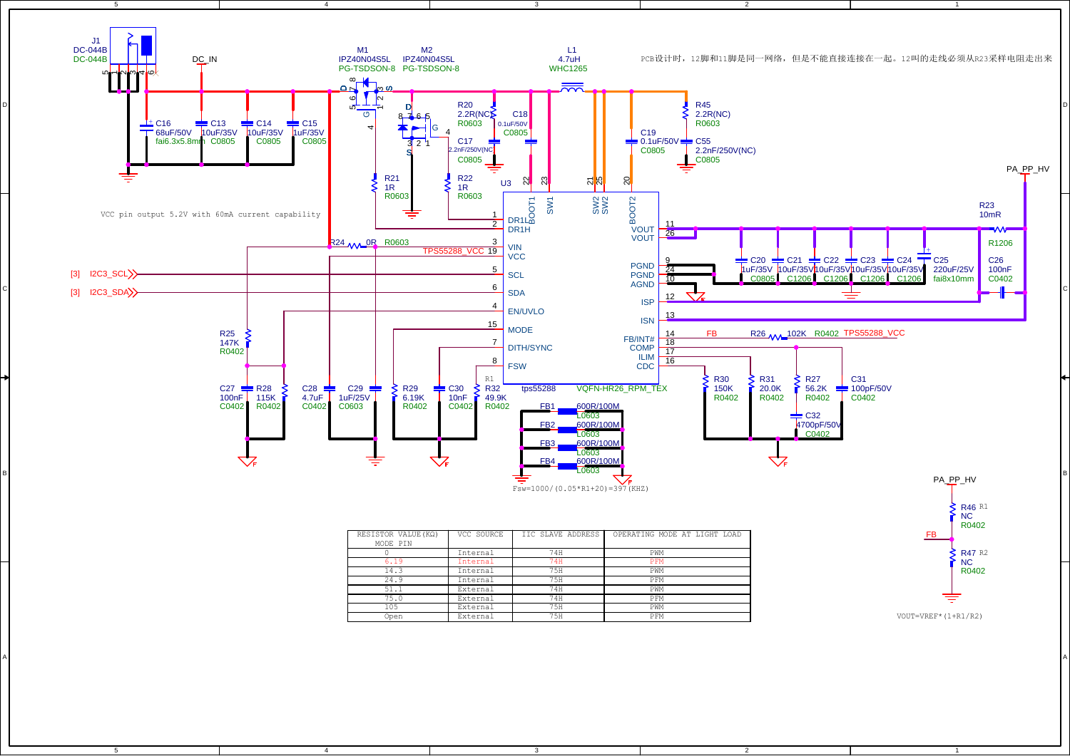PCB设计时，12脚和11脚是同一网络，但是不能直接连接在一起。12叫的走线必须从R23采样电阻走出来

VCC pin output 5.2V with 60mA capability

J1 DC-044B DC-044B

DC_IN

C16 68uF/50V fai6.3x5.8mm

C13 10uF/35V C0805

C14 10uF/35V C0805

C15 1uF/35V C0805

M1 IPZ40N04S5L PG-TSDSON-8

M2 IPZ40N04S5L PG-TSDSON-8

L1 4.7uH WHC1265

R20 2.2R(NC) R0603

C18 0.1uF/50V C0805

C17 2.2nF/250V(NC) C0805

R21 1R R0603

R22 1R R0603

C19 0.1uF/50V C0805

R45 2.2R(NC) R0603

C55 2.2nF/250V(NC) C0805

PA_PP_HV

R23 10mR R1206

U3 tps55288 VQFN-HR26_RPM_TEX

Pins: 1 DR1L, 2 DR1H, 3 VIN, 19 VCC, 5 SCL, 6 SDA, 4 EN/UVLO, 15 MODE, 7 DITH/SYNC, 8 FSW, 22 BOOT1, 23 SW1, 21 SW2, 25 SW2, 20 BOOT2, 11 VOUT, 26 VOUT, 9 PGND, 24 PGND, 10 AGND, 12 ISP, 13 ISN, 14 FB/INT#, 18 COMP, 17 ILIM, 16 CDC

R24 0R R0603

TPS55288_VCC

[3] I2C3_SCL

[3] I2C3_SDA

C20 1uF/35V C0805

C21 10uF/35V C1206

C22 10uF/35V C1206

C23 10uF/35V C1206

C24 10uF/35V C1206

C25 220uF/25V fai8x10mm

C26 100nF C0402

FB R26 102K R0402 TPS55288_VCC

R25 147K R0402

C27 100nF C0402

R28 115K R0402

C28 4.7uF C0402

C29 1uF/25V C0603

R29 6.19K R0402

C30 10nF C0402

R1 R32 49.9K R0402

R30 150K R0402

R31 20.0K R0402

R27 56.2K R0402

C31 100pF/50V C0402

C32 4700pF/50V C0402

FB1 600R/100M L0603

FB2 600R/100M L0603

FB3 600R/100M L0603

FB4 600R/100M L0603

Fsw=1000/(0.05*R1+20)=397(KHZ)

PA_PP_HV

R46 R1 NC R0402

FB

R47 R2 NC R0402

VOUT=VREF*(1+R1/R2)

| RESISTOR VALUE(KΩ) MODE PIN | VCC SOURCE | IIC SLAVE ADDRESS | OPERATING MODE AT LIGHT LOAD |
|---|---|---|---|
| 0 | Internal | 74H | PWM |
| 6.19 | Internal | 74H | PFM |
| 14.3 | Internal | 75H | PWM |
| 24.9 | Internal | 75H | PFM |
| 51.1 | External | 74H | PWM |
| 75.0 | External | 74H | PFM |
| 105 | External | 75H | PWM |
| Open | External | 75H | PFM |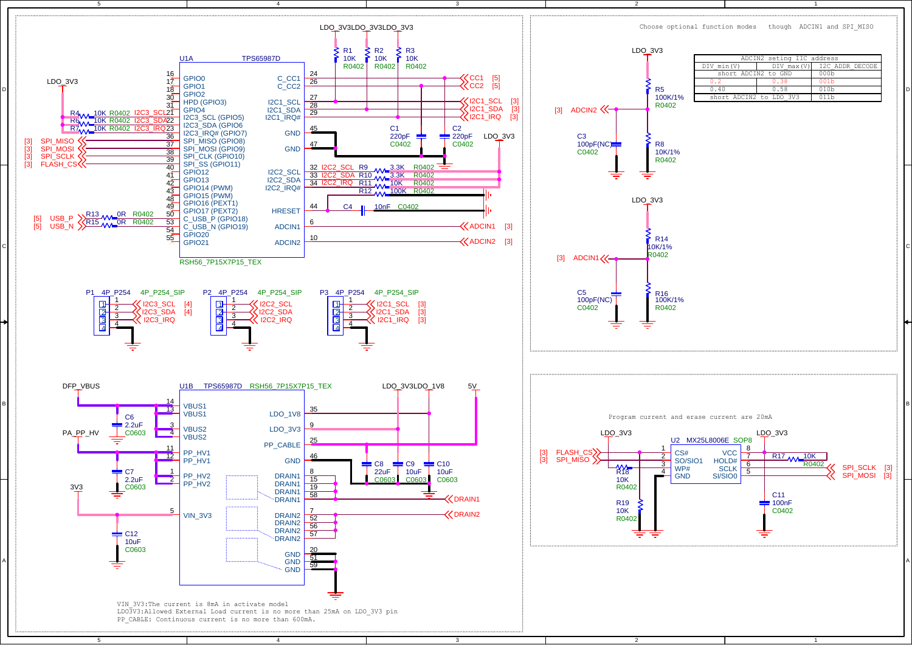Choose optional function modes though ADCIN1 and SPI_MISO

| ADCIN2 seting IIC address | | |
|---|---|---|
| DIV min(V) | DIV max(V) | I2C ADDR_DECODE |
| short ADCIN2 to GND | | 000b |
| 0.2 | 0.38 | 001b |
| 0.40 | 0.58 | 010b |
| short ADCIN2 to LDO_3V3 | | 011b |

Program current and erase current are 20mA

VIN_3V3:The current is 8mA in activate model
LDO3V3:Allowed External Load current is no more than 25mA on LDO_3V3 pin
PP_CABLE: Continuous current is no more than 600mA.

U1A TPS65987D RSH56_7P15X7P15_TEX

U1B TPS65987D RSH56_7P15X7P15_TEX

U2 MX25L8006E SOP8

P1 4P_P254 4P_P254_SIP — I2C3_SCL, I2C3_SDA, I2C3_IRQ [4]

P2 4P_P254 4P_P254_SIP — I2C2_SCL, I2C2_SDA, I2C2_IRQ

P3 4P_P254 4P_P254_SIP — I2C1_SCL, I2C1_SDA, I2C1_IRQ [3]

R1 10K R0402, R2 10K R0402, R3 10K R0402
R4 10K R0402, R6 10K R0402, R7 10K R0402
R5 100K/1% R0402, R8 10K/1% R0402
R9 3.3K R0402, R10 3.3K R0402, R11 10K R0402, R12 100K R0402
R13 0R R0402, R15 0R R0402
R14 10K/1% R0402, R16 100K/1% R0402
R17 10K R0402, R18 10K R0402, R19 10K R0402
C1 220pF C0402, C2 220pF C0402, C3 100pF(NC) C0402, C4 10nF C0402, C5 100pF(NC) C0402
C6 2.2uF C0603, C7 2.2uF C0603, C8 22uF C0603, C9 10uF C0603, C10 10uF C0603, C11 100nF C0402, C12 10uF C0603

Nets: LDO_3V3, LDO_1V8, 5V, 3V3, DFP_VBUS, PA_PP_HV, CC1 [5], CC2 [5], I2C1_SCL [3], I2C1_SDA [3], I2C1_IRQ [3], SPI_MISO [3], SPI_MOSI [3], SPI_SCLK [3], FLASH_CS [3], USB_P [5], USB_N [5], ADCIN1 [3], ADCIN2 [3], DRAIN1, DRAIN2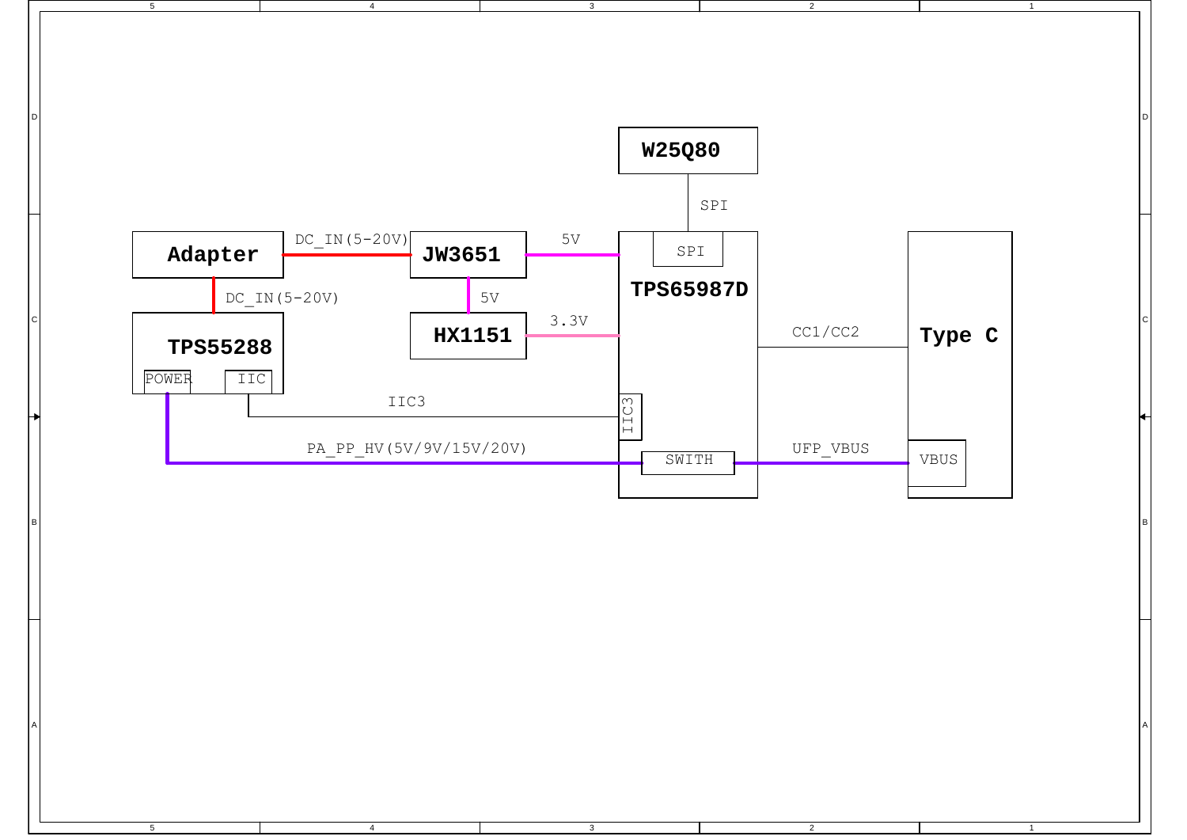W25Q80

SPI

Adapter

DC_IN(5-20V)

JW3651

5V

SPI

TPS65987D

DC_IN(5-20V)

5V

TPS55288

HX1151

3.3V

CC1/CC2

Type C

POWER

IIC

IIC3

IIC3

PA_PP_HV(5V/9V/15V/20V)

SWITH

UFP_VBUS

VBUS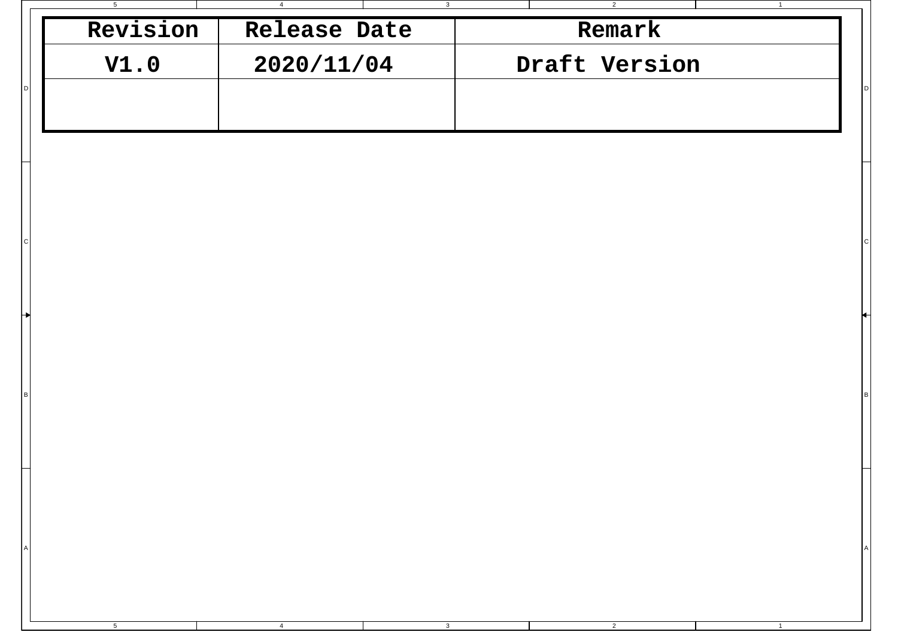| Revision | Release Date | Remark |
|---|---|---|
| V1.0 | 2020/11/04 | Draft Version |
| | | |